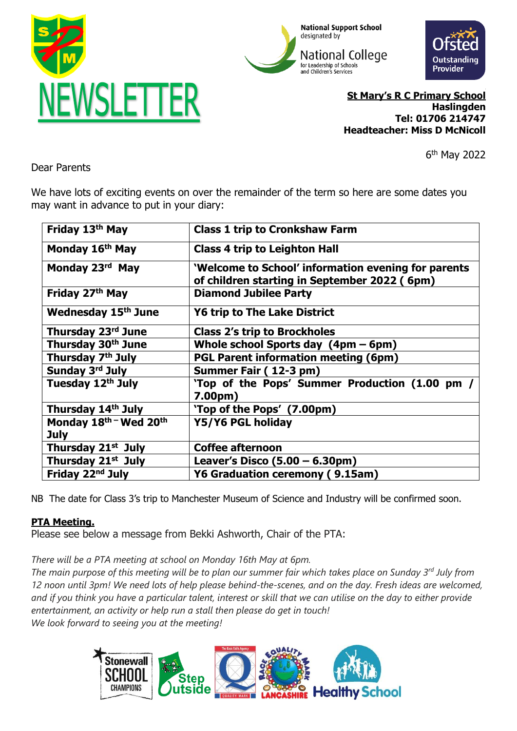# NEWSLETTER

National Support School designated by National College for Leadership of Schools and Children's Services

Ofsted Outstanding Provider

**St Mary's R C Primary School**
**Haslingden**
**Tel: 01706 214747**
**Headteacher: Miss D McNicoll**

6th May 2022

Dear Parents

We have lots of exciting events on over the remainder of the term so here are some dates you may want in advance to put in your diary:

| | |
|---|---|
| **Friday 13th May** | **Class 1 trip to Cronkshaw Farm** |
| **Monday 16th May** | **Class 4 trip to Leighton Hall** |
| **Monday 23rd May** | **'Welcome to School' information evening for parents of children starting in September 2022 ( 6pm)** |
| **Friday 27th May** | **Diamond Jubilee Party** |
| **Wednesday 15th June** | **Y6 trip to The Lake District** |
| **Thursday 23rd June** | **Class 2's trip to Brockholes** |
| **Thursday 30th June** | **Whole school Sports day (4pm – 6pm)** |
| **Thursday 7th July** | **PGL Parent information meeting (6pm)** |
| **Sunday 3rd July** | **Summer Fair ( 12-3 pm)** |
| **Tuesday 12th July** | **'Top of the Pops' Summer Production (1.00 pm / 7.00pm)** |
| **Thursday 14th July** | **'Top of the Pops' (7.00pm)** |
| **Monday 18th – Wed 20th July** | **Y5/Y6 PGL holiday** |
| **Thursday 21st July** | **Coffee afternoon** |
| **Thursday 21st July** | **Leaver's Disco (5.00 – 6.30pm)** |
| **Friday 22nd July** | **Y6 Graduation ceremony ( 9.15am)** |

NB The date for Class 3's trip to Manchester Museum of Science and Industry will be confirmed soon.

**PTA Meeting.**

Please see below a message from Bekki Ashworth, Chair of the PTA:

*There will be a PTA meeting at school on Monday 16th May at 6pm.*
*The main purpose of this meeting will be to plan our summer fair which takes place on Sunday 3rd July from 12 noon until 3pm! We need lots of help please behind-the-scenes, and on the day. Fresh ideas are welcomed, and if you think you have a particular talent, interest or skill that we can utilise on the day to either provide entertainment, an activity or help run a stall then please do get in touch!*
*We look forward to seeing you at the meeting!*

Stonewall School Champions · Step Outside · The Basic Skills Agency Quality Mark · Race Equality Mark Lancashire · Healthy School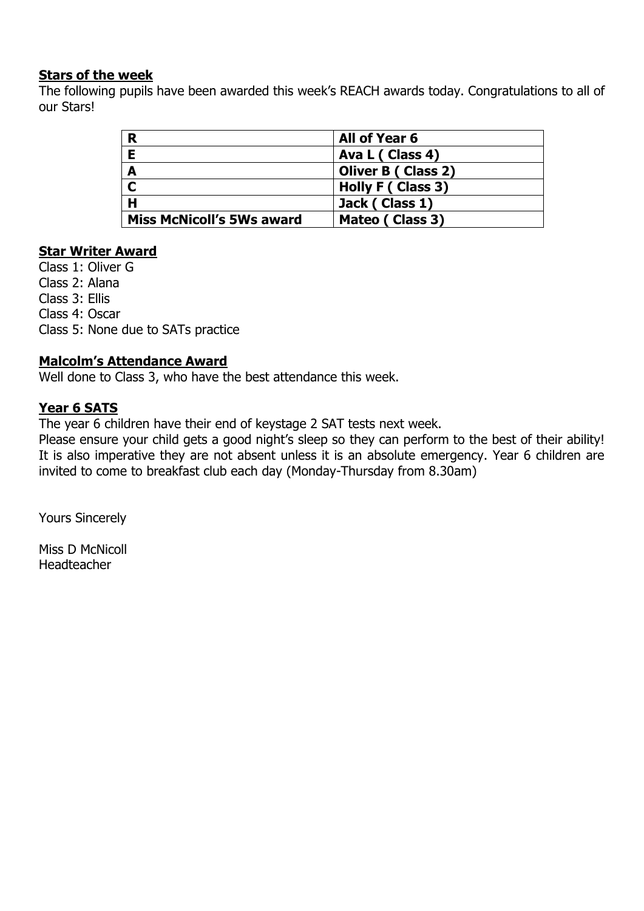## Stars of the week

The following pupils have been awarded this week's REACH awards today. Congratulations to all of our Stars!

| | |
|---|---|
| **R** | **All of Year 6** |
| **E** | **Ava L ( Class 4)** |
| **A** | **Oliver B ( Class 2)** |
| **C** | **Holly F ( Class 3)** |
| **H** | **Jack ( Class 1)** |
| **Miss McNicoll's 5Ws award** | **Mateo ( Class 3)** |

## Star Writer Award

Class 1: Oliver G
Class 2: Alana
Class 3: Ellis
Class 4: Oscar
Class 5: None due to SATs practice

## Malcolm's Attendance Award

Well done to Class 3, who have the best attendance this week.

## Year 6 SATS

The year 6 children have their end of keystage 2 SAT tests next week.
Please ensure your child gets a good night's sleep so they can perform to the best of their ability! It is also imperative they are not absent unless it is an absolute emergency. Year 6 children are invited to come to breakfast club each day (Monday-Thursday from 8.30am)

Yours Sincerely

Miss D McNicoll
Headteacher